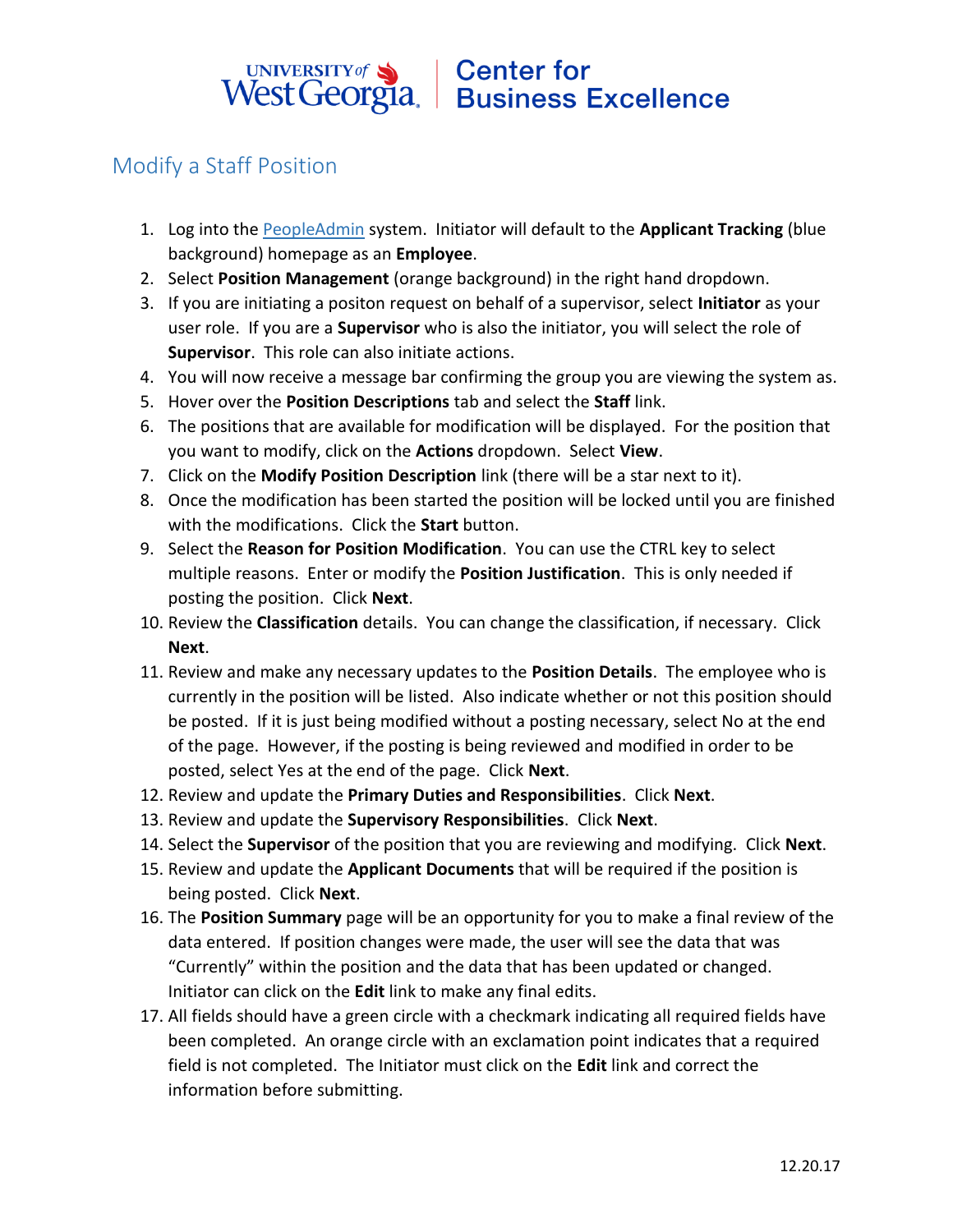# Modify a Staff Position

1. Log into the [PeopleAdmin]() system. Initiator will default to the **Applicant Tracking** (blue background) homepage as an **Employee**.
2. Select **Position Management** (orange background) in the right hand dropdown.
3. If you are initiating a positon request on behalf of a supervisor, select **Initiator** as your user role. If you are a **Supervisor** who is also the initiator, you will select the role of **Supervisor**. This role can also initiate actions.
4. You will now receive a message bar confirming the group you are viewing the system as.
5. Hover over the **Position Descriptions** tab and select the **Staff** link.
6. The positions that are available for modification will be displayed. For the position that you want to modify, click on the **Actions** dropdown. Select **View**.
7. Click on the **Modify Position Description** link (there will be a star next to it).
8. Once the modification has been started the position will be locked until you are finished with the modifications. Click the **Start** button.
9. Select the **Reason for Position Modification**. You can use the CTRL key to select multiple reasons. Enter or modify the **Position Justification**. This is only needed if posting the position. Click **Next**.
10. Review the **Classification** details. You can change the classification, if necessary. Click **Next**.
11. Review and make any necessary updates to the **Position Details**. The employee who is currently in the position will be listed. Also indicate whether or not this position should be posted. If it is just being modified without a posting necessary, select No at the end of the page. However, if the posting is being reviewed and modified in order to be posted, select Yes at the end of the page. Click **Next**.
12. Review and update the **Primary Duties and Responsibilities**. Click **Next**.
13. Review and update the **Supervisory Responsibilities**. Click **Next**.
14. Select the **Supervisor** of the position that you are reviewing and modifying. Click **Next**.
15. Review and update the **Applicant Documents** that will be required if the position is being posted. Click **Next**.
16. The **Position Summary** page will be an opportunity for you to make a final review of the data entered. If position changes were made, the user will see the data that was "Currently" within the position and the data that has been updated or changed. Initiator can click on the **Edit** link to make any final edits.
17. All fields should have a green circle with a checkmark indicating all required fields have been completed. An orange circle with an exclamation point indicates that a required field is not completed. The Initiator must click on the **Edit** link and correct the information before submitting.

12.20.17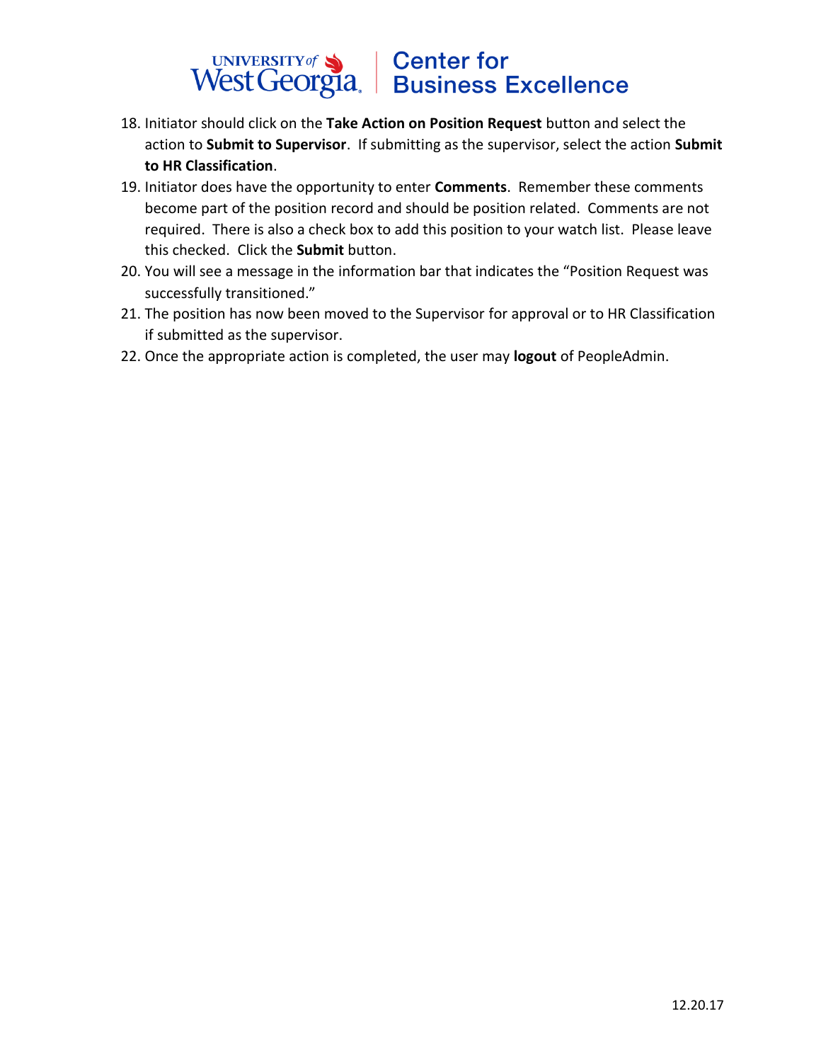18. Initiator should click on the **Take Action on Position Request** button and select the action to **Submit to Supervisor**. If submitting as the supervisor, select the action **Submit to HR Classification**.
19. Initiator does have the opportunity to enter **Comments**. Remember these comments become part of the position record and should be position related. Comments are not required. There is also a check box to add this position to your watch list. Please leave this checked. Click the **Submit** button.
20. You will see a message in the information bar that indicates the "Position Request was successfully transitioned."
21. The position has now been moved to the Supervisor for approval or to HR Classification if submitted as the supervisor.
22. Once the appropriate action is completed, the user may **logout** of PeopleAdmin.

12.20.17